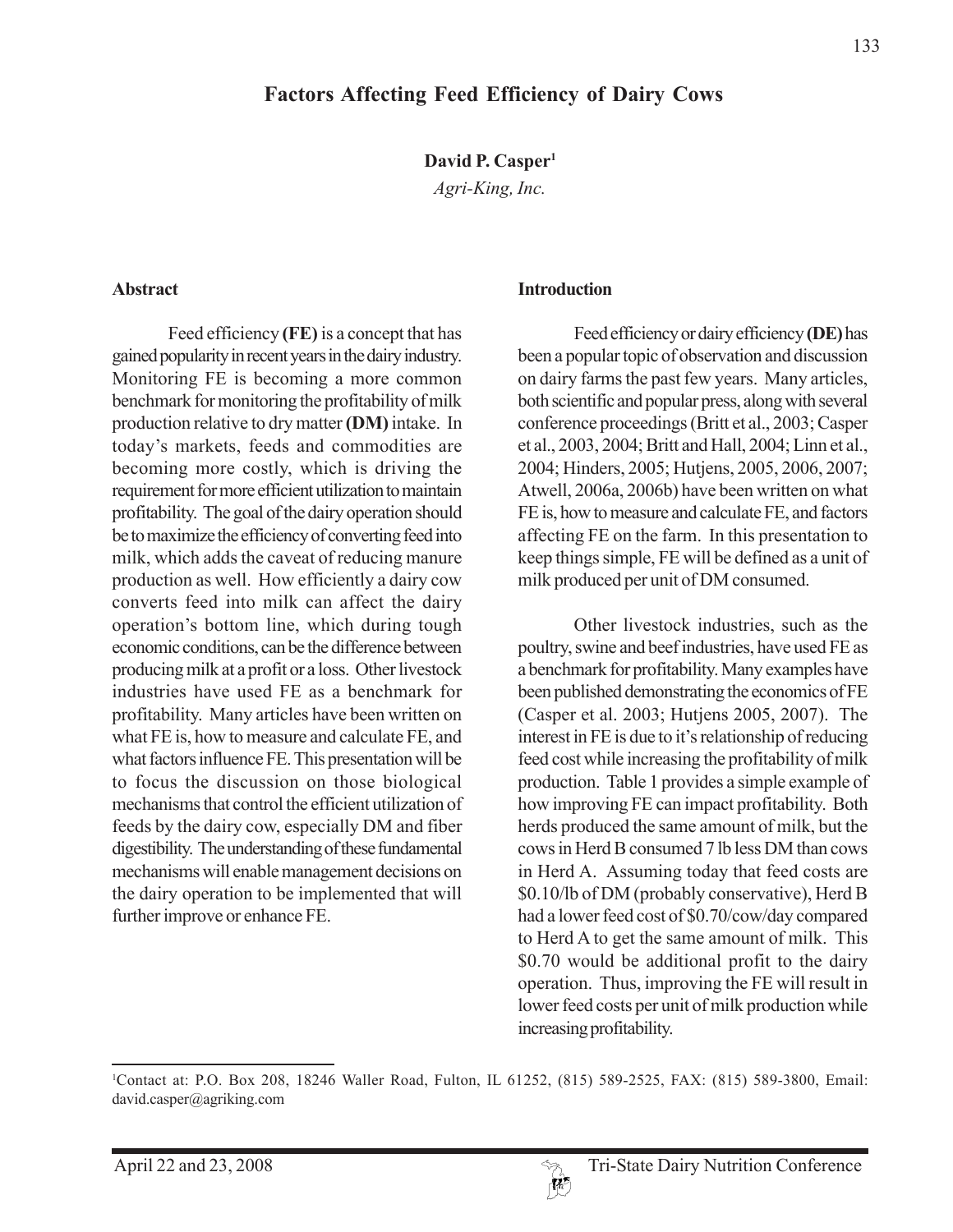# Factors Affecting Feed Efficiency of Dairy Cows

**David P. Casper**[1]

*Agri-King, Inc.*

## Abstract

Feed efficiency **(FE)** is a concept that has gained popularity in recent years in the dairy industry. Monitoring FE is becoming a more common benchmark for monitoring the profitability of milk production relative to dry matter **(DM)** intake. In today's markets, feeds and commodities are becoming more costly, which is driving the requirement for more efficient utilization to maintain profitability. The goal of the dairy operation should be to maximize the efficiency of converting feed into milk, which adds the caveat of reducing manure production as well. How efficiently a dairy cow converts feed into milk can affect the dairy operation's bottom line, which during tough economic conditions, can be the difference between producing milk at a profit or a loss. Other livestock industries have used FE as a benchmark for profitability. Many articles have been written on what FE is, how to measure and calculate FE, and what factors influence FE. This presentation will be to focus the discussion on those biological mechanisms that control the efficient utilization of feeds by the dairy cow, especially DM and fiber digestibility. The understanding of these fundamental mechanisms will enable management decisions on the dairy operation to be implemented that will further improve or enhance FE.

## Introduction

Feed efficiency or dairy efficiency **(DE)** has been a popular topic of observation and discussion on dairy farms the past few years. Many articles, both scientific and popular press, along with several conference proceedings (Britt et al., 2003; Casper et al., 2003, 2004; Britt and Hall, 2004; Linn et al., 2004; Hinders, 2005; Hutjens, 2005, 2006, 2007; Atwell, 2006a, 2006b) have been written on what FE is, how to measure and calculate FE, and factors affecting FE on the farm. In this presentation to keep things simple, FE will be defined as a unit of milk produced per unit of DM consumed.

Other livestock industries, such as the poultry, swine and beef industries, have used FE as a benchmark for profitability. Many examples have been published demonstrating the economics of FE (Casper et al. 2003; Hutjens 2005, 2007). The interest in FE is due to it's relationship of reducing feed cost while increasing the profitability of milk production. Table 1 provides a simple example of how improving FE can impact profitability. Both herds produced the same amount of milk, but the cows in Herd B consumed 7 lb less DM than cows in Herd A. Assuming today that feed costs are \$0.10/lb of DM (probably conservative), Herd B had a lower feed cost of \$0.70/cow/day compared to Herd A to get the same amount of milk. This \$0.70 would be additional profit to the dairy operation. Thus, improving the FE will result in lower feed costs per unit of milk production while increasing profitability.

[1]Contact at: P.O. Box 208, 18246 Waller Road, Fulton, IL 61252, (815) 589-2525, FAX: (815) 589-3800, Email: david.casper@agriking.com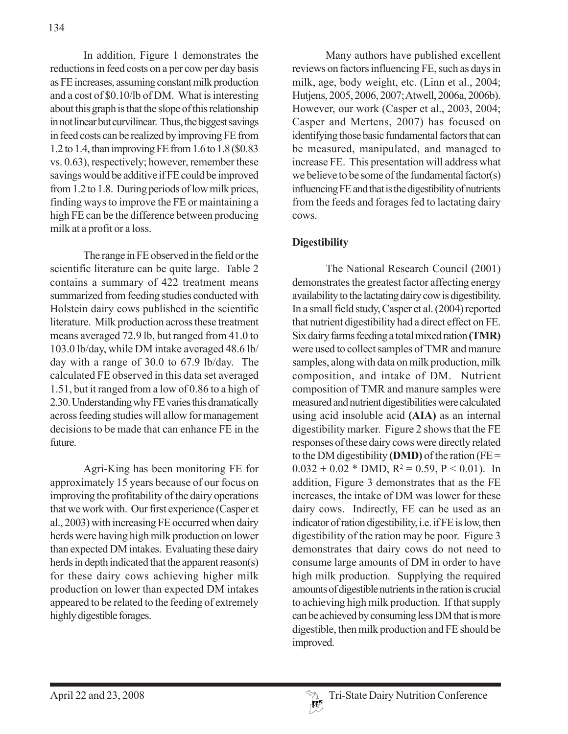In addition, Figure 1 demonstrates the reductions in feed costs on a per cow per day basis as FE increases, assuming constant milk production and a cost of \$0.10/lb of DM. What is interesting about this graph is that the slope of this relationship in not linear but curvilinear. Thus, the biggest savings in feed costs can be realized by improving FE from 1.2 to 1.4, than improving FE from 1.6 to 1.8 (\$0.83 vs. 0.63), respectively; however, remember these savings would be additive if FE could be improved from 1.2 to 1.8. During periods of low milk prices, finding ways to improve the FE or maintaining a high FE can be the difference between producing milk at a profit or a loss.

The range in FE observed in the field or the scientific literature can be quite large. Table 2 contains a summary of 422 treatment means summarized from feeding studies conducted with Holstein dairy cows published in the scientific literature. Milk production across these treatment means averaged 72.9 lb, but ranged from 41.0 to 103.0 lb/day, while DM intake averaged 48.6 lb/day with a range of 30.0 to 67.9 lb/day. The calculated FE observed in this data set averaged 1.51, but it ranged from a low of 0.86 to a high of 2.30. Understanding why FE varies this dramatically across feeding studies will allow for management decisions to be made that can enhance FE in the future.

Agri-King has been monitoring FE for approximately 15 years because of our focus on improving the profitability of the dairy operations that we work with. Our first experience (Casper et al., 2003) with increasing FE occurred when dairy herds were having high milk production on lower than expected DM intakes. Evaluating these dairy herds in depth indicated that the apparent reason(s) for these dairy cows achieving higher milk production on lower than expected DM intakes appeared to be related to the feeding of extremely highly digestible forages.

Many authors have published excellent reviews on factors influencing FE, such as days in milk, age, body weight, etc. (Linn et al., 2004; Hutjens, 2005, 2006, 2007; Atwell, 2006a, 2006b). However, our work (Casper et al., 2003, 2004; Casper and Mertens, 2007) has focused on identifying those basic fundamental factors that can be measured, manipulated, and managed to increase FE. This presentation will address what we believe to be some of the fundamental factor(s) influencing FE and that is the digestibility of nutrients from the feeds and forages fed to lactating dairy cows.

**Digestibility**

The National Research Council (2001) demonstrates the greatest factor affecting energy availability to the lactating dairy cow is digestibility. In a small field study, Casper et al. (2004) reported that nutrient digestibility had a direct effect on FE. Six dairy farms feeding a total mixed ration **(TMR)** were used to collect samples of TMR and manure samples, along with data on milk production, milk composition, and intake of DM. Nutrient composition of TMR and manure samples were measured and nutrient digestibilities were calculated using acid insoluble acid **(AIA)** as an internal digestibility marker. Figure 2 shows that the FE responses of these dairy cows were directly related to the DM digestibility **(DMD)** of the ration ($FE = 0.032 + 0.02 * DMD$, $R^2 = 0.59$, $P < 0.01$). In addition, Figure 3 demonstrates that as the FE increases, the intake of DM was lower for these dairy cows. Indirectly, FE can be used as an indicator of ration digestibility, i.e. if FE is low, then digestibility of the ration may be poor. Figure 3 demonstrates that dairy cows do not need to consume large amounts of DM in order to have high milk production. Supplying the required amounts of digestible nutrients in the ration is crucial to achieving high milk production. If that supply can be achieved by consuming less DM that is more digestible, then milk production and FE should be improved.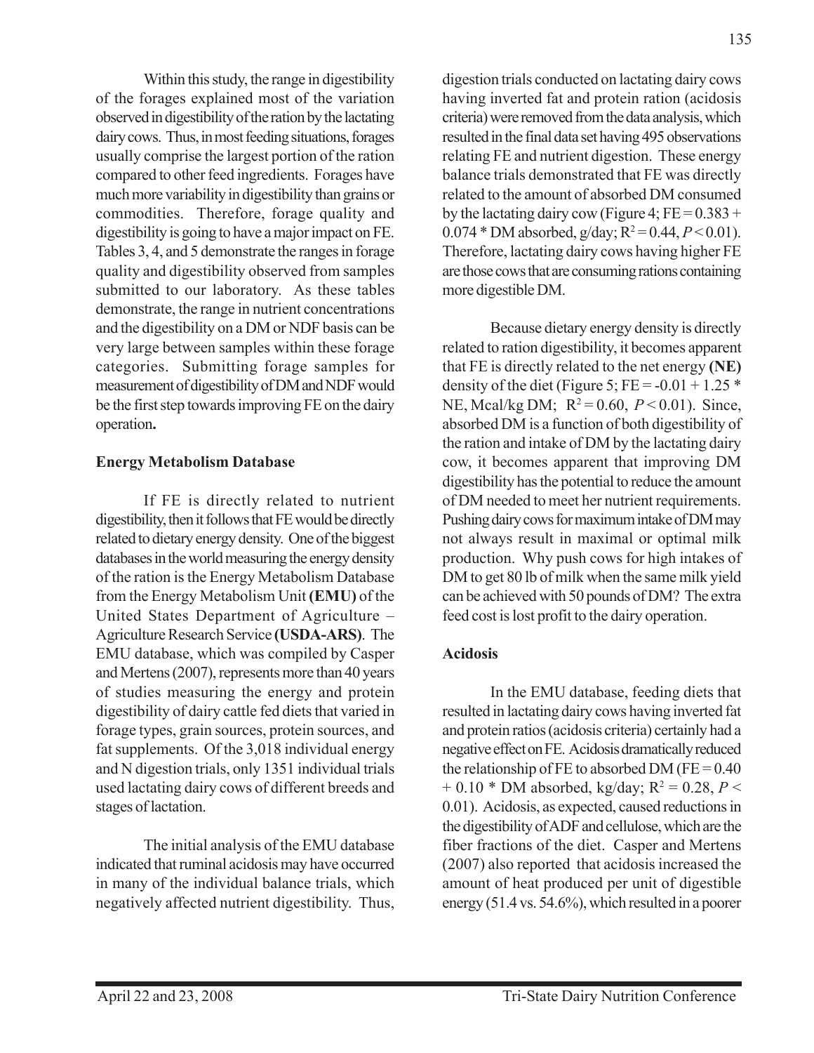Within this study, the range in digestibility of the forages explained most of the variation observed in digestibility of the ration by the lactating dairy cows. Thus, in most feeding situations, forages usually comprise the largest portion of the ration compared to other feed ingredients. Forages have much more variability in digestibility than grains or commodities. Therefore, forage quality and digestibility is going to have a major impact on FE. Tables 3, 4, and 5 demonstrate the ranges in forage quality and digestibility observed from samples submitted to our laboratory. As these tables demonstrate, the range in nutrient concentrations and the digestibility on a DM or NDF basis can be very large between samples within these forage categories. Submitting forage samples for measurement of digestibility of DM and NDF would be the first step towards improving FE on the dairy operation**.**

**Energy Metabolism Database**

If FE is directly related to nutrient digestibility, then it follows that FE would be directly related to dietary energy density. One of the biggest databases in the world measuring the energy density of the ration is the Energy Metabolism Database from the Energy Metabolism Unit **(EMU)** of the United States Department of Agriculture – Agriculture Research Service **(USDA-ARS)**. The EMU database, which was compiled by Casper and Mertens (2007), represents more than 40 years of studies measuring the energy and protein digestibility of dairy cattle fed diets that varied in forage types, grain sources, protein sources, and fat supplements. Of the 3,018 individual energy and N digestion trials, only 1351 individual trials used lactating dairy cows of different breeds and stages of lactation.

The initial analysis of the EMU database indicated that ruminal acidosis may have occurred in many of the individual balance trials, which negatively affected nutrient digestibility. Thus, digestion trials conducted on lactating dairy cows having inverted fat and protein ration (acidosis criteria) were removed from the data analysis, which resulted in the final data set having 495 observations relating FE and nutrient digestion. These energy balance trials demonstrated that FE was directly related to the amount of absorbed DM consumed by the lactating dairy cow (Figure 4; FE = 0.383 + 0.074 * DM absorbed, g/day; $R^2 = 0.44$, $P < 0.01$). Therefore, lactating dairy cows having higher FE are those cows that are consuming rations containing more digestible DM.

Because dietary energy density is directly related to ration digestibility, it becomes apparent that FE is directly related to the net energy **(NE)** density of the diet (Figure 5; FE = -0.01 + 1.25 * NE, Mcal/kg DM; $R^2 = 0.60$, $P < 0.01$). Since, absorbed DM is a function of both digestibility of the ration and intake of DM by the lactating dairy cow, it becomes apparent that improving DM digestibility has the potential to reduce the amount of DM needed to meet her nutrient requirements. Pushing dairy cows for maximum intake of DM may not always result in maximal or optimal milk production. Why push cows for high intakes of DM to get 80 lb of milk when the same milk yield can be achieved with 50 pounds of DM? The extra feed cost is lost profit to the dairy operation.

**Acidosis**

In the EMU database, feeding diets that resulted in lactating dairy cows having inverted fat and protein ratios (acidosis criteria) certainly had a negative effect on FE. Acidosis dramatically reduced the relationship of FE to absorbed DM (FE = 0.40 + 0.10 * DM absorbed, kg/day; $R^2 = 0.28$, $P < 0.01$). Acidosis, as expected, caused reductions in the digestibility of ADF and cellulose, which are the fiber fractions of the diet. Casper and Mertens (2007) also reported that acidosis increased the amount of heat produced per unit of digestible energy (51.4 vs. 54.6%), which resulted in a poorer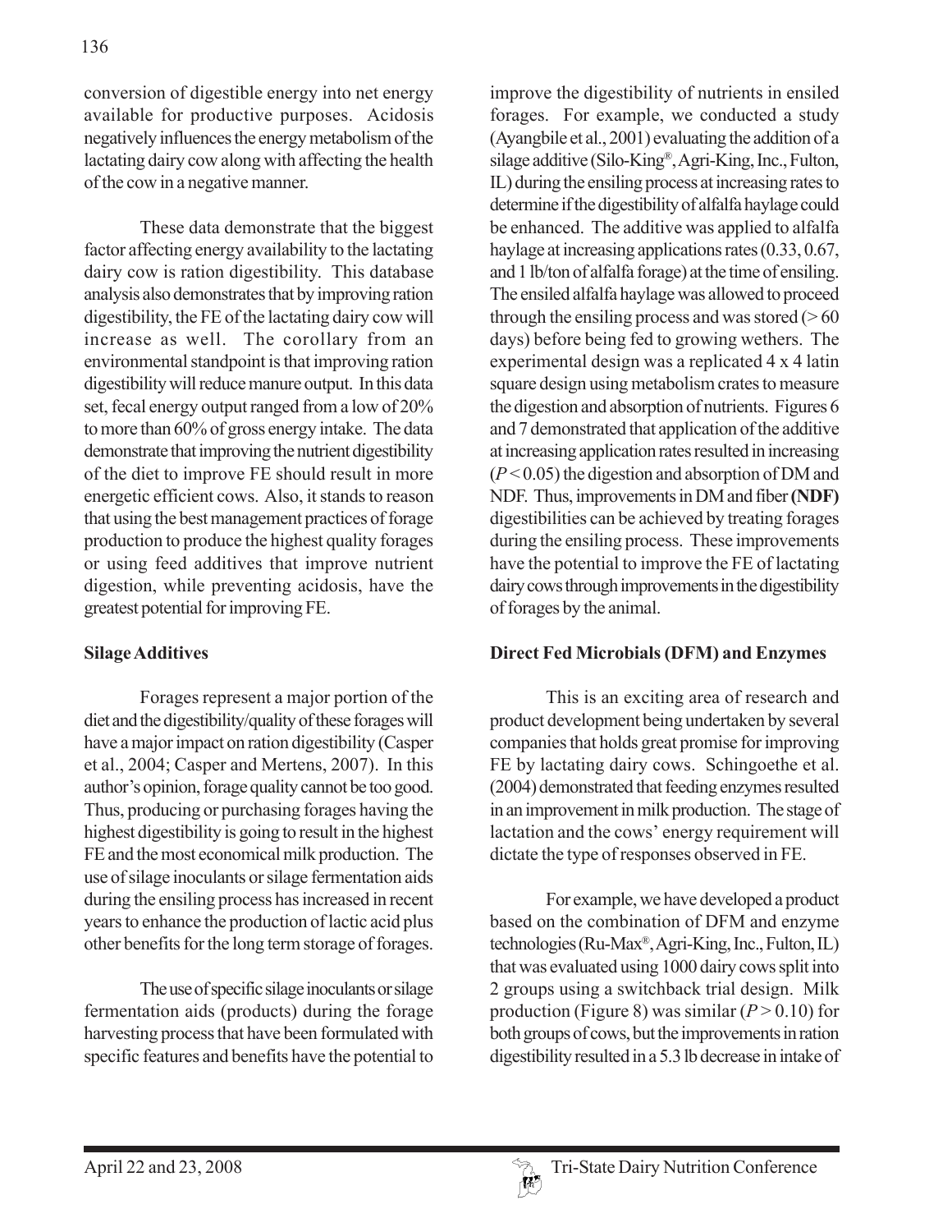conversion of digestible energy into net energy available for productive purposes. Acidosis negatively influences the energy metabolism of the lactating dairy cow along with affecting the health of the cow in a negative manner.

These data demonstrate that the biggest factor affecting energy availability to the lactating dairy cow is ration digestibility. This database analysis also demonstrates that by improving ration digestibility, the FE of the lactating dairy cow will increase as well. The corollary from an environmental standpoint is that improving ration digestibility will reduce manure output. In this data set, fecal energy output ranged from a low of 20% to more than 60% of gross energy intake. The data demonstrate that improving the nutrient digestibility of the diet to improve FE should result in more energetic efficient cows. Also, it stands to reason that using the best management practices of forage production to produce the highest quality forages or using feed additives that improve nutrient digestion, while preventing acidosis, have the greatest potential for improving FE.

**Silage Additives**

Forages represent a major portion of the diet and the digestibility/quality of these forages will have a major impact on ration digestibility (Casper et al., 2004; Casper and Mertens, 2007). In this author's opinion, forage quality cannot be too good. Thus, producing or purchasing forages having the highest digestibility is going to result in the highest FE and the most economical milk production. The use of silage inoculants or silage fermentation aids during the ensiling process has increased in recent years to enhance the production of lactic acid plus other benefits for the long term storage of forages.

The use of specific silage inoculants or silage fermentation aids (products) during the forage harvesting process that have been formulated with specific features and benefits have the potential to improve the digestibility of nutrients in ensiled forages. For example, we conducted a study (Ayangbile et al., 2001) evaluating the addition of a silage additive (Silo-King®, Agri-King, Inc., Fulton, IL) during the ensiling process at increasing rates to determine if the digestibility of alfalfa haylage could be enhanced. The additive was applied to alfalfa haylage at increasing applications rates (0.33, 0.67, and 1 lb/ton of alfalfa forage) at the time of ensiling. The ensiled alfalfa haylage was allowed to proceed through the ensiling process and was stored (> 60 days) before being fed to growing wethers. The experimental design was a replicated 4 x 4 latin square design using metabolism crates to measure the digestion and absorption of nutrients. Figures 6 and 7 demonstrated that application of the additive at increasing application rates resulted in increasing ($P < 0.05$) the digestion and absorption of DM and NDF. Thus, improvements in DM and fiber **(NDF)** digestibilities can be achieved by treating forages during the ensiling process. These improvements have the potential to improve the FE of lactating dairy cows through improvements in the digestibility of forages by the animal.

**Direct Fed Microbials (DFM) and Enzymes**

This is an exciting area of research and product development being undertaken by several companies that holds great promise for improving FE by lactating dairy cows. Schingoethe et al. (2004) demonstrated that feeding enzymes resulted in an improvement in milk production. The stage of lactation and the cows' energy requirement will dictate the type of responses observed in FE.

For example, we have developed a product based on the combination of DFM and enzyme technologies (Ru-Max®, Agri-King, Inc., Fulton, IL) that was evaluated using 1000 dairy cows split into 2 groups using a switchback trial design. Milk production (Figure 8) was similar ($P > 0.10$) for both groups of cows, but the improvements in ration digestibility resulted in a 5.3 lb decrease in intake of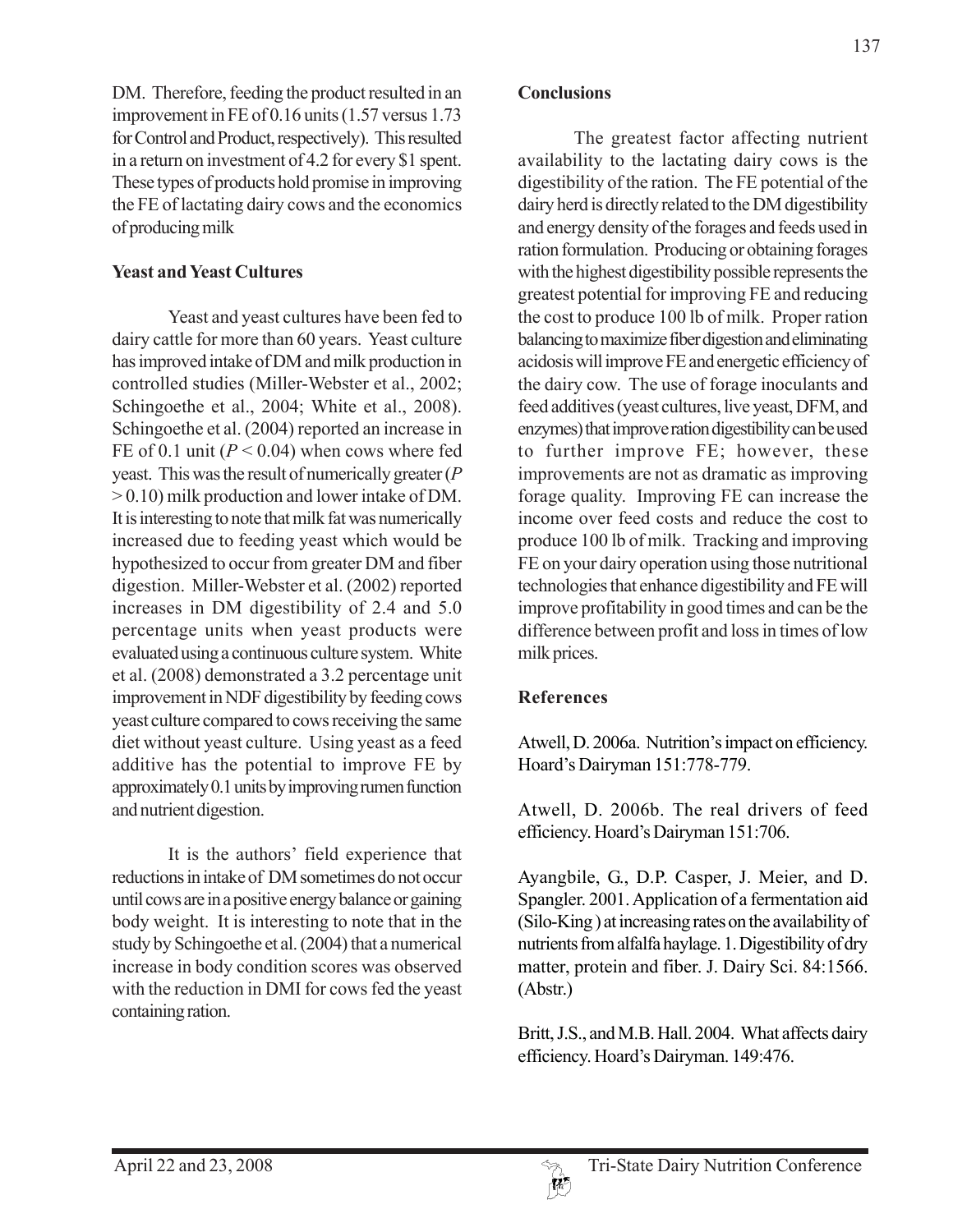DM. Therefore, feeding the product resulted in an improvement in FE of 0.16 units (1.57 versus 1.73 for Control and Product, respectively). This resulted in a return on investment of 4.2 for every $1 spent. These types of products hold promise in improving the FE of lactating dairy cows and the economics of producing milk

**Yeast and Yeast Cultures**

Yeast and yeast cultures have been fed to dairy cattle for more than 60 years. Yeast culture has improved intake of DM and milk production in controlled studies (Miller-Webster et al., 2002; Schingoethe et al., 2004; White et al., 2008). Schingoethe et al. (2004) reported an increase in FE of 0.1 unit ($P < 0.04$) when cows where fed yeast. This was the result of numerically greater ($P > 0.10$) milk production and lower intake of DM. It is interesting to note that milk fat was numerically increased due to feeding yeast which would be hypothesized to occur from greater DM and fiber digestion. Miller-Webster et al. (2002) reported increases in DM digestibility of 2.4 and 5.0 percentage units when yeast products were evaluated using a continuous culture system. White et al. (2008) demonstrated a 3.2 percentage unit improvement in NDF digestibility by feeding cows yeast culture compared to cows receiving the same diet without yeast culture. Using yeast as a feed additive has the potential to improve FE by approximately 0.1 units by improving rumen function and nutrient digestion.

It is the authors' field experience that reductions in intake of DM sometimes do not occur until cows are in a positive energy balance or gaining body weight. It is interesting to note that in the study by Schingoethe et al. (2004) that a numerical increase in body condition scores was observed with the reduction in DMI for cows fed the yeast containing ration.

**Conclusions**

The greatest factor affecting nutrient availability to the lactating dairy cows is the digestibility of the ration. The FE potential of the dairy herd is directly related to the DM digestibility and energy density of the forages and feeds used in ration formulation. Producing or obtaining forages with the highest digestibility possible represents the greatest potential for improving FE and reducing the cost to produce 100 lb of milk. Proper ration balancing to maximize fiber digestion and eliminating acidosis will improve FE and energetic efficiency of the dairy cow. The use of forage inoculants and feed additives (yeast cultures, live yeast, DFM, and enzymes) that improve ration digestibility can be used to further improve FE; however, these improvements are not as dramatic as improving forage quality. Improving FE can increase the income over feed costs and reduce the cost to produce 100 lb of milk. Tracking and improving FE on your dairy operation using those nutritional technologies that enhance digestibility and FE will improve profitability in good times and can be the difference between profit and loss in times of low milk prices.

**References**

Atwell, D. 2006a. Nutrition's impact on efficiency. Hoard's Dairyman 151:778-779.

Atwell, D. 2006b. The real drivers of feed efficiency. Hoard's Dairyman 151:706.

Ayangbile, G., D.P. Casper, J. Meier, and D. Spangler. 2001. Application of a fermentation aid (Silo-King ) at increasing rates on the availability of nutrients from alfalfa haylage. 1. Digestibility of dry matter, protein and fiber. J. Dairy Sci. 84:1566. (Abstr.)

Britt, J.S., and M.B. Hall. 2004. What affects dairy efficiency. Hoard's Dairyman. 149:476.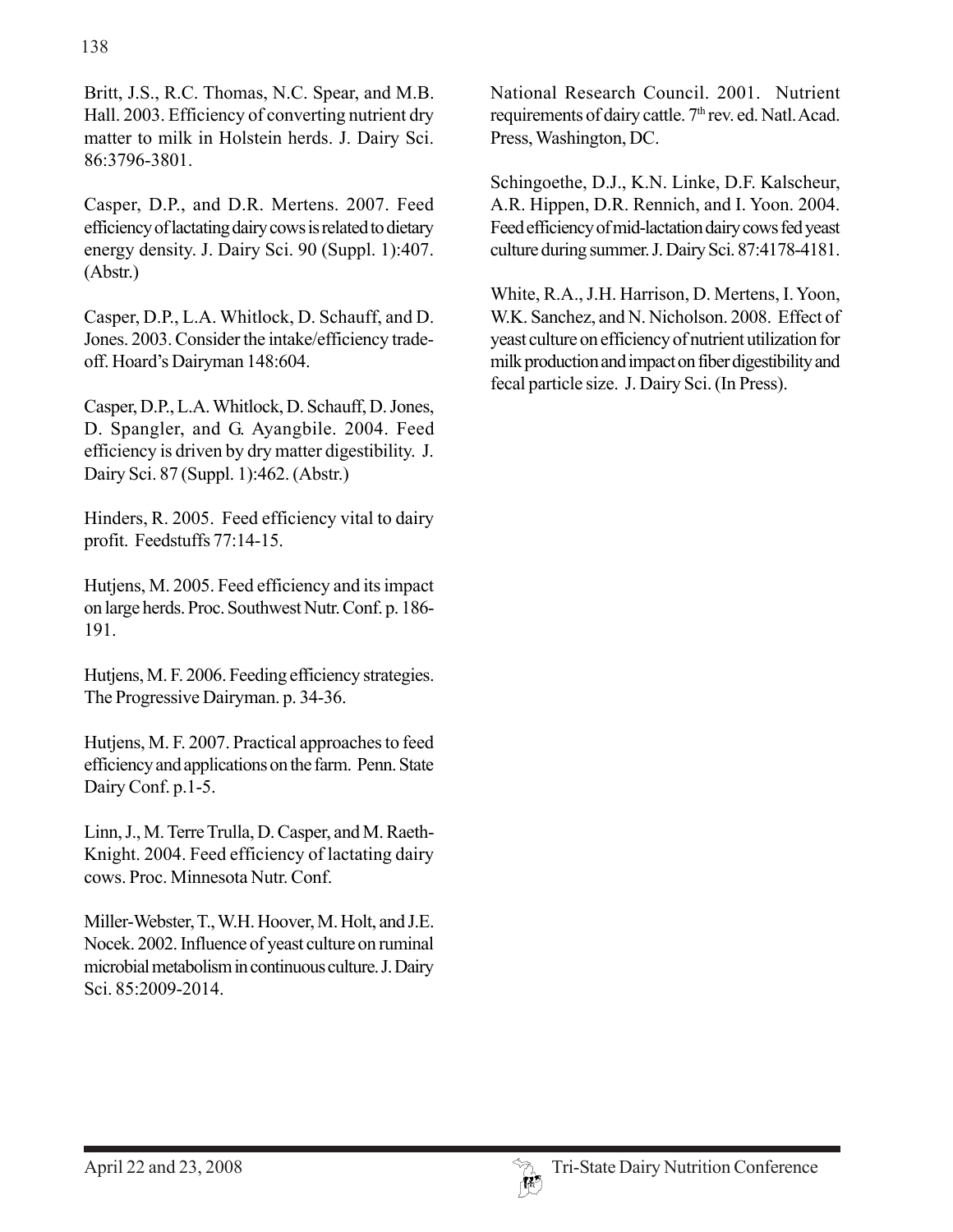Britt, J.S., R.C. Thomas, N.C. Spear, and M.B. Hall. 2003. Efficiency of converting nutrient dry matter to milk in Holstein herds. J. Dairy Sci. 86:3796-3801.

Casper, D.P., and D.R. Mertens. 2007. Feed efficiency of lactating dairy cows is related to dietary energy density. J. Dairy Sci. 90 (Suppl. 1):407. (Abstr.)

Casper, D.P., L.A. Whitlock, D. Schauff, and D. Jones. 2003. Consider the intake/efficiency trade-off. Hoard's Dairyman 148:604.

Casper, D.P., L.A. Whitlock, D. Schauff, D. Jones, D. Spangler, and G. Ayangbile. 2004. Feed efficiency is driven by dry matter digestibility. J. Dairy Sci. 87 (Suppl. 1):462. (Abstr.)

Hinders, R. 2005. Feed efficiency vital to dairy profit. Feedstuffs 77:14-15.

Hutjens, M. 2005. Feed efficiency and its impact on large herds. Proc. Southwest Nutr. Conf. p. 186-191.

Hutjens, M. F. 2006. Feeding efficiency strategies. The Progressive Dairyman. p. 34-36.

Hutjens, M. F. 2007. Practical approaches to feed efficiency and applications on the farm. Penn. State Dairy Conf. p.1-5.

Linn, J., M. Terre Trulla, D. Casper, and M. Raeth-Knight. 2004. Feed efficiency of lactating dairy cows. Proc. Minnesota Nutr. Conf.

Miller-Webster, T., W.H. Hoover, M. Holt, and J.E. Nocek. 2002. Influence of yeast culture on ruminal microbial metabolism in continuous culture. J. Dairy Sci. 85:2009-2014.

National Research Council. 2001. Nutrient requirements of dairy cattle. 7th rev. ed. Natl. Acad. Press, Washington, DC.

Schingoethe, D.J., K.N. Linke, D.F. Kalscheur, A.R. Hippen, D.R. Rennich, and I. Yoon. 2004. Feed efficiency of mid-lactation dairy cows fed yeast culture during summer. J. Dairy Sci. 87:4178-4181.

White, R.A., J.H. Harrison, D. Mertens, I. Yoon, W.K. Sanchez, and N. Nicholson. 2008. Effect of yeast culture on efficiency of nutrient utilization for milk production and impact on fiber digestibility and fecal particle size. J. Dairy Sci. (In Press).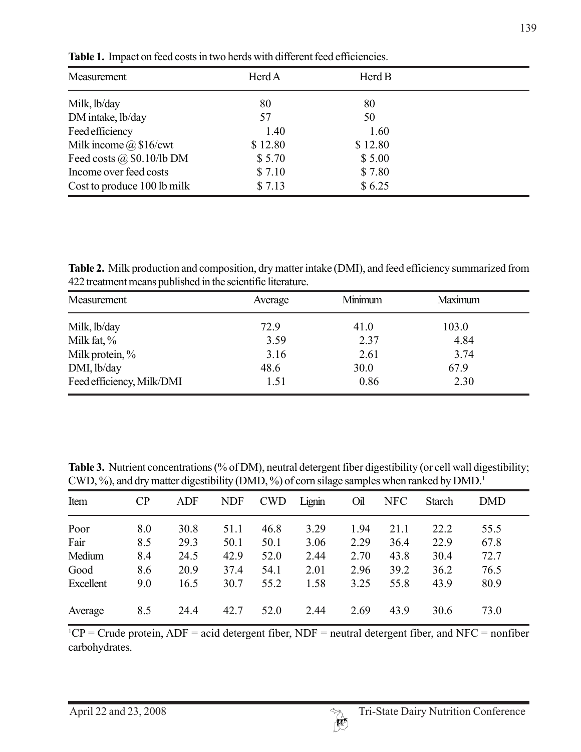**Table 1.** Impact on feed costs in two herds with different feed efficiencies.

| Measurement | Herd A | Herd B |
|---|---|---|
| Milk, lb/day | 80 | 80 |
| DM intake, lb/day | 57 | 50 |
| Feed efficiency | 1.40 | 1.60 |
| Milk income @ $16/cwt | $ 12.80 | $ 12.80 |
| Feed costs @ $0.10/lb DM | $ 5.70 | $ 5.00 |
| Income over feed costs | $ 7.10 | $ 7.80 |
| Cost to produce 100 lb milk | $ 7.13 | $ 6.25 |

**Table 2.** Milk production and composition, dry matter intake (DMI), and feed efficiency summarized from 422 treatment means published in the scientific literature.

| Measurement | Average | Minimum | Maximum |
|---|---|---|---|
| Milk, lb/day | 72.9 | 41.0 | 103.0 |
| Milk fat, % | 3.59 | 2.37 | 4.84 |
| Milk protein, % | 3.16 | 2.61 | 3.74 |
| DMI, lb/day | 48.6 | 30.0 | 67.9 |
| Feed efficiency, Milk/DMI | 1.51 | 0.86 | 2.30 |

**Table 3.** Nutrient concentrations (% of DM), neutral detergent fiber digestibility (or cell wall digestibility; CWD, %), and dry matter digestibility (DMD, %) of corn silage samples when ranked by DMD.[1]

| Item | CP | ADF | NDF | CWD | Lignin | Oil | NFC | Starch | DMD |
|---|---|---|---|---|---|---|---|---|---|
| Poor | 8.0 | 30.8 | 51.1 | 46.8 | 3.29 | 1.94 | 21.1 | 22.2 | 55.5 |
| Fair | 8.5 | 29.3 | 50.1 | 50.1 | 3.06 | 2.29 | 36.4 | 22.9 | 67.8 |
| Medium | 8.4 | 24.5 | 42.9 | 52.0 | 2.44 | 2.70 | 43.8 | 30.4 | 72.7 |
| Good | 8.6 | 20.9 | 37.4 | 54.1 | 2.01 | 2.96 | 39.2 | 36.2 | 76.5 |
| Excellent | 9.0 | 16.5 | 30.7 | 55.2 | 1.58 | 3.25 | 55.8 | 43.9 | 80.9 |
| Average | 8.5 | 24.4 | 42.7 | 52.0 | 2.44 | 2.69 | 43.9 | 30.6 | 73.0 |

[1]CP = Crude protein, ADF = acid detergent fiber, NDF = neutral detergent fiber, and NFC = nonfiber carbohydrates.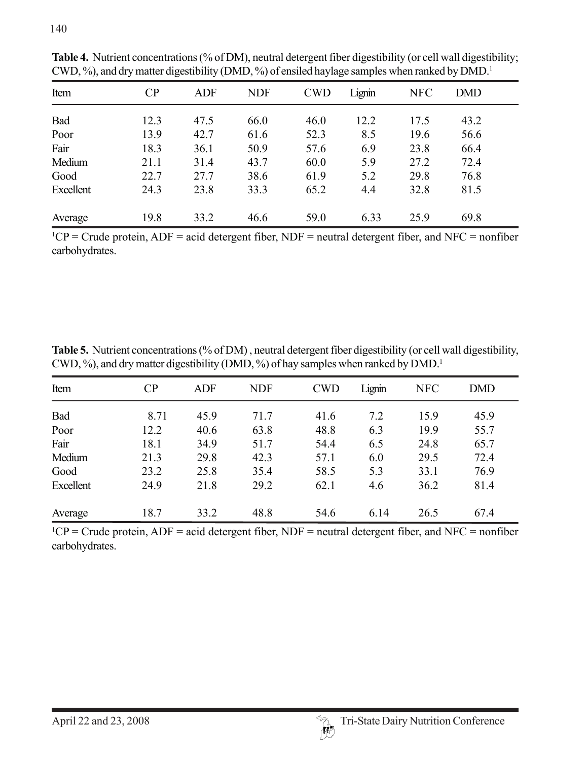**Table 4.** Nutrient concentrations (% of DM), neutral detergent fiber digestibility (or cell wall digestibility; CWD, %), and dry matter digestibility (DMD, %) of ensiled haylage samples when ranked by DMD.[1]

| Item | CP | ADF | NDF | CWD | Lignin | NFC | DMD |
|---|---|---|---|---|---|---|---|
| Bad | 12.3 | 47.5 | 66.0 | 46.0 | 12.2 | 17.5 | 43.2 |
| Poor | 13.9 | 42.7 | 61.6 | 52.3 | 8.5 | 19.6 | 56.6 |
| Fair | 18.3 | 36.1 | 50.9 | 57.6 | 6.9 | 23.8 | 66.4 |
| Medium | 21.1 | 31.4 | 43.7 | 60.0 | 5.9 | 27.2 | 72.4 |
| Good | 22.7 | 27.7 | 38.6 | 61.9 | 5.2 | 29.8 | 76.8 |
| Excellent | 24.3 | 23.8 | 33.3 | 65.2 | 4.4 | 32.8 | 81.5 |
| Average | 19.8 | 33.2 | 46.6 | 59.0 | 6.33 | 25.9 | 69.8 |

[1]CP = Crude protein, ADF = acid detergent fiber, NDF = neutral detergent fiber, and NFC = nonfiber carbohydrates.

**Table 5.** Nutrient concentrations (% of DM) , neutral detergent fiber digestibility (or cell wall digestibility, CWD, %), and dry matter digestibility (DMD, %) of hay samples when ranked by DMD.[1]

| Item | CP | ADF | NDF | CWD | Lignin | NFC | DMD |
|---|---|---|---|---|---|---|---|
| Bad | 8.71 | 45.9 | 71.7 | 41.6 | 7.2 | 15.9 | 45.9 |
| Poor | 12.2 | 40.6 | 63.8 | 48.8 | 6.3 | 19.9 | 55.7 |
| Fair | 18.1 | 34.9 | 51.7 | 54.4 | 6.5 | 24.8 | 65.7 |
| Medium | 21.3 | 29.8 | 42.3 | 57.1 | 6.0 | 29.5 | 72.4 |
| Good | 23.2 | 25.8 | 35.4 | 58.5 | 5.3 | 33.1 | 76.9 |
| Excellent | 24.9 | 21.8 | 29.2 | 62.1 | 4.6 | 36.2 | 81.4 |
| Average | 18.7 | 33.2 | 48.8 | 54.6 | 6.14 | 26.5 | 67.4 |

[1]CP = Crude protein, ADF = acid detergent fiber, NDF = neutral detergent fiber, and NFC = nonfiber carbohydrates.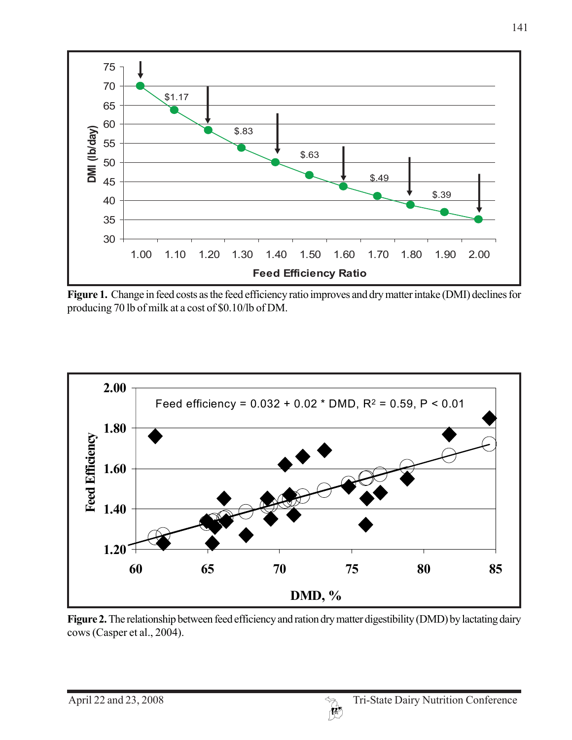**Figure 1.** Change in feed costs as the feed efficiency ratio improves and dry matter intake (DMI) declines for producing 70 lb of milk at a cost of $0.10/lb of DM.

**Figure 2.** The relationship between feed efficiency and ration dry matter digestibility (DMD) by lactating dairy cows (Casper et al., 2004).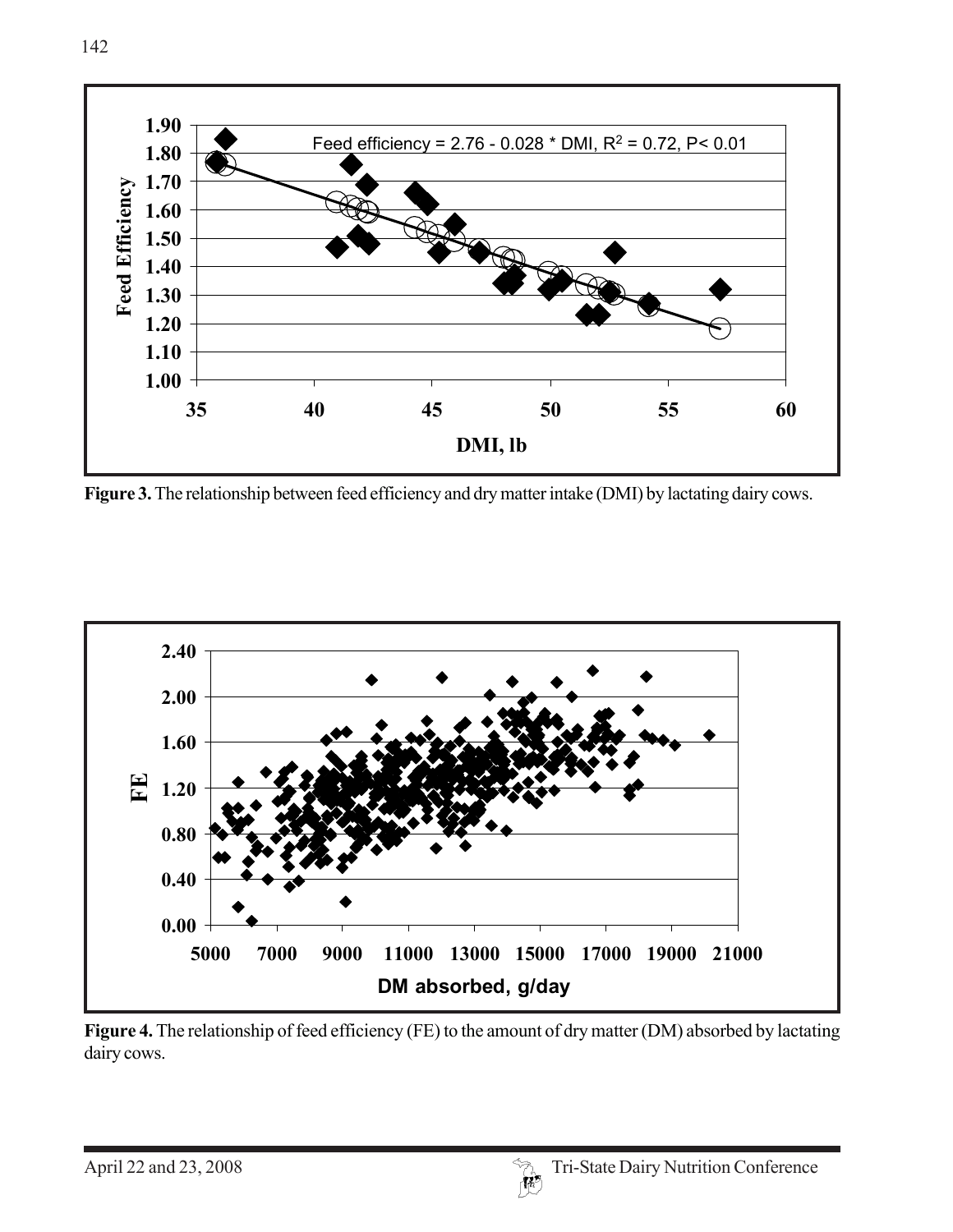**Figure 3.** The relationship between feed efficiency and dry matter intake (DMI) by lactating dairy cows.

**Figure 4.** The relationship of feed efficiency (FE) to the amount of dry matter (DM) absorbed by lactating dairy cows.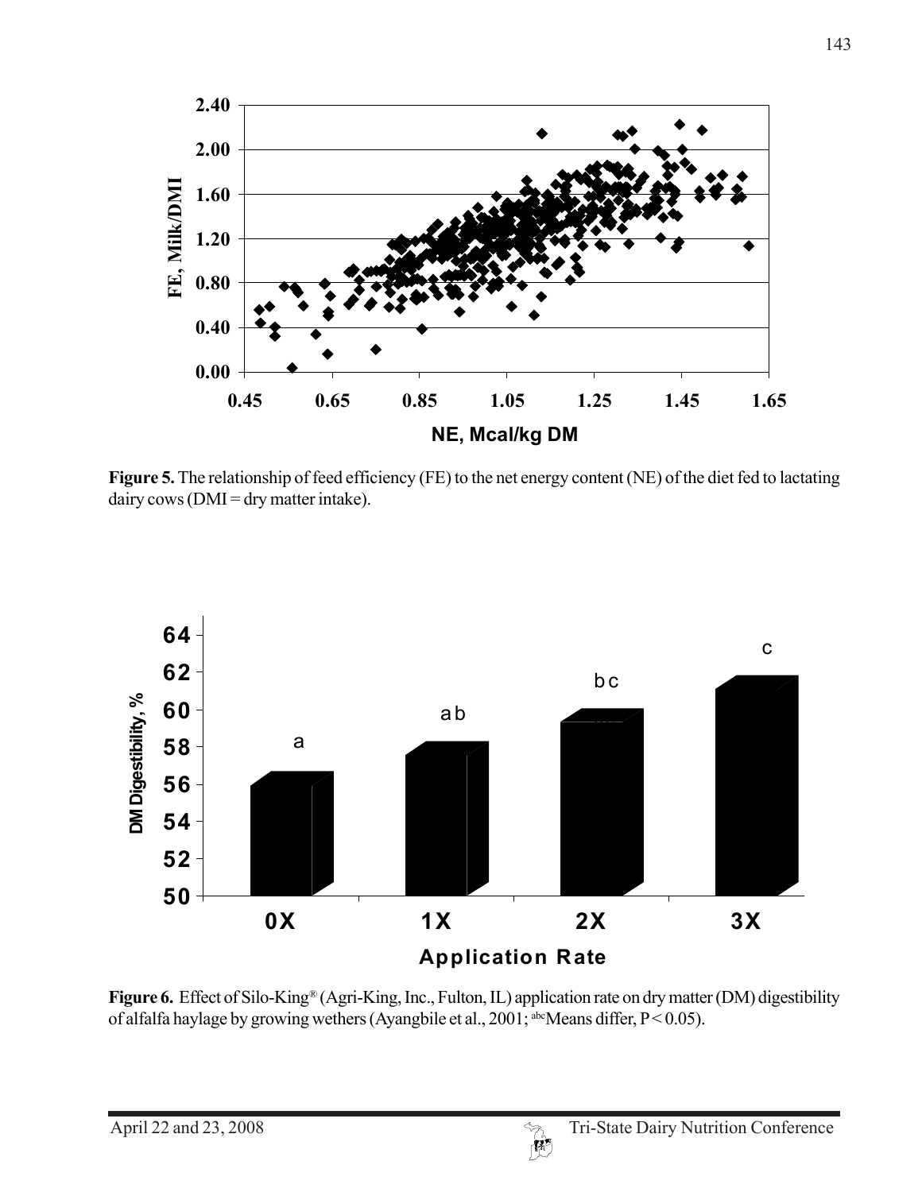**Figure 5.** The relationship of feed efficiency (FE) to the net energy content (NE) of the diet fed to lactating dairy cows (DMI = dry matter intake).

**Figure 6.** Effect of Silo-King® (Agri-King, Inc., Fulton, IL) application rate on dry matter (DM) digestibility of alfalfa haylage by growing wethers (Ayangbile et al., 2001; [abc]Means differ, $P < 0.05$).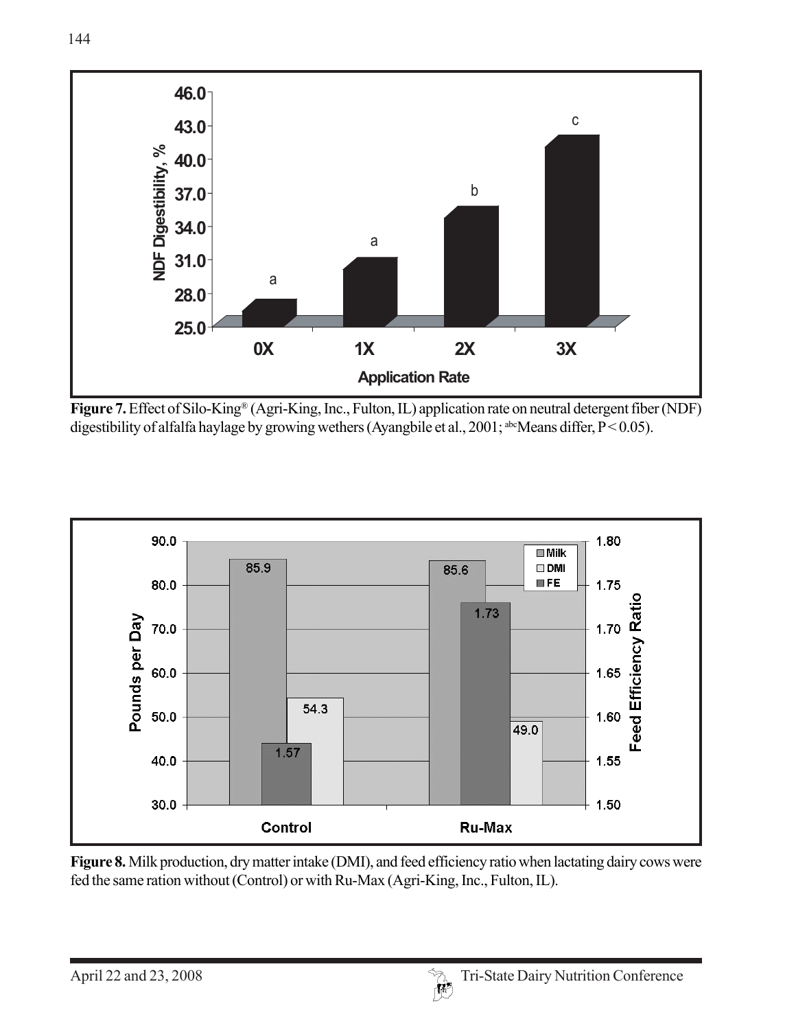46.0
43.0
40.0
37.0
34.0
31.0
28.0
25.0

NDF Digestibility, %

a
a
b
c

0X
1X
2X
3X

Application Rate

**Figure 7.** Effect of Silo-King® (Agri-King, Inc., Fulton, IL) application rate on neutral detergent fiber (NDF) digestibility of alfalfa haylage by growing wethers (Ayangbile et al., 2001; [abc]Means differ, $P < 0.05$).

90.0
80.0
70.0
60.0
50.0
40.0
30.0

Pounds per Day

1.80
1.75
1.70
1.65
1.60
1.55
1.50

Feed Efficiency Ratio

Milk
DMI
FE

85.9
54.3
1.57

85.6
1.73
49.0

Control
Ru-Max

**Figure 8.** Milk production, dry matter intake (DMI), and feed efficiency ratio when lactating dairy cows were fed the same ration without (Control) or with Ru-Max (Agri-King, Inc., Fulton, IL).